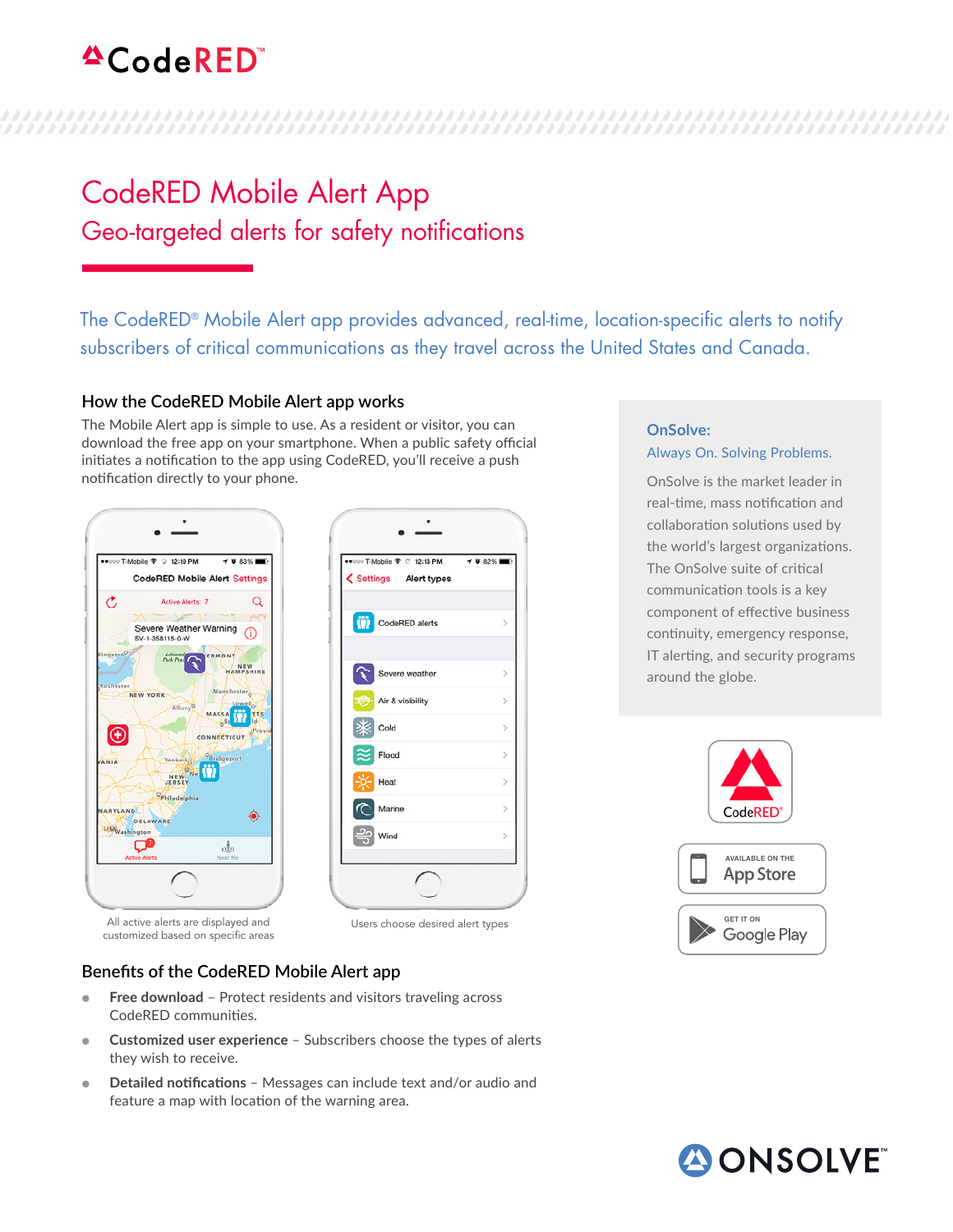# CodeRED Mobile Alert App

## Geo-targeted alerts for safety notifications

The CodeRED® Mobile Alert app provides advanced, real-time, location-specific alerts to notify subscribers of critical communications as they travel across the United States and Canada.

### How the CodeRED Mobile Alert app works

The Mobile Alert app is simple to use. As a resident or visitor, you can download the free app on your smartphone. When a public safety official initiates a notification to the app using CodeRED, you'll receive a push notification directly to your phone.

All active alerts are displayed and customized based on specific areas

Users choose desired alert types

### Benefits of the CodeRED Mobile Alert app

- **Free download** – Protect residents and visitors traveling across CodeRED communities.
- **Customized user experience** – Subscribers choose the types of alerts they wish to receive.
- **Detailed notifications** – Messages can include text and/or audio and feature a map with location of the warning area.

**OnSolve:**

Always On. Solving Problems.

OnSolve is the market leader in real-time, mass notification and collaboration solutions used by the world's largest organizations. The OnSolve suite of critical communication tools is a key component of effective business continuity, emergency response, IT alerting, and security programs around the globe.

AVAILABLE ON THE App Store

GET IT ON Google Play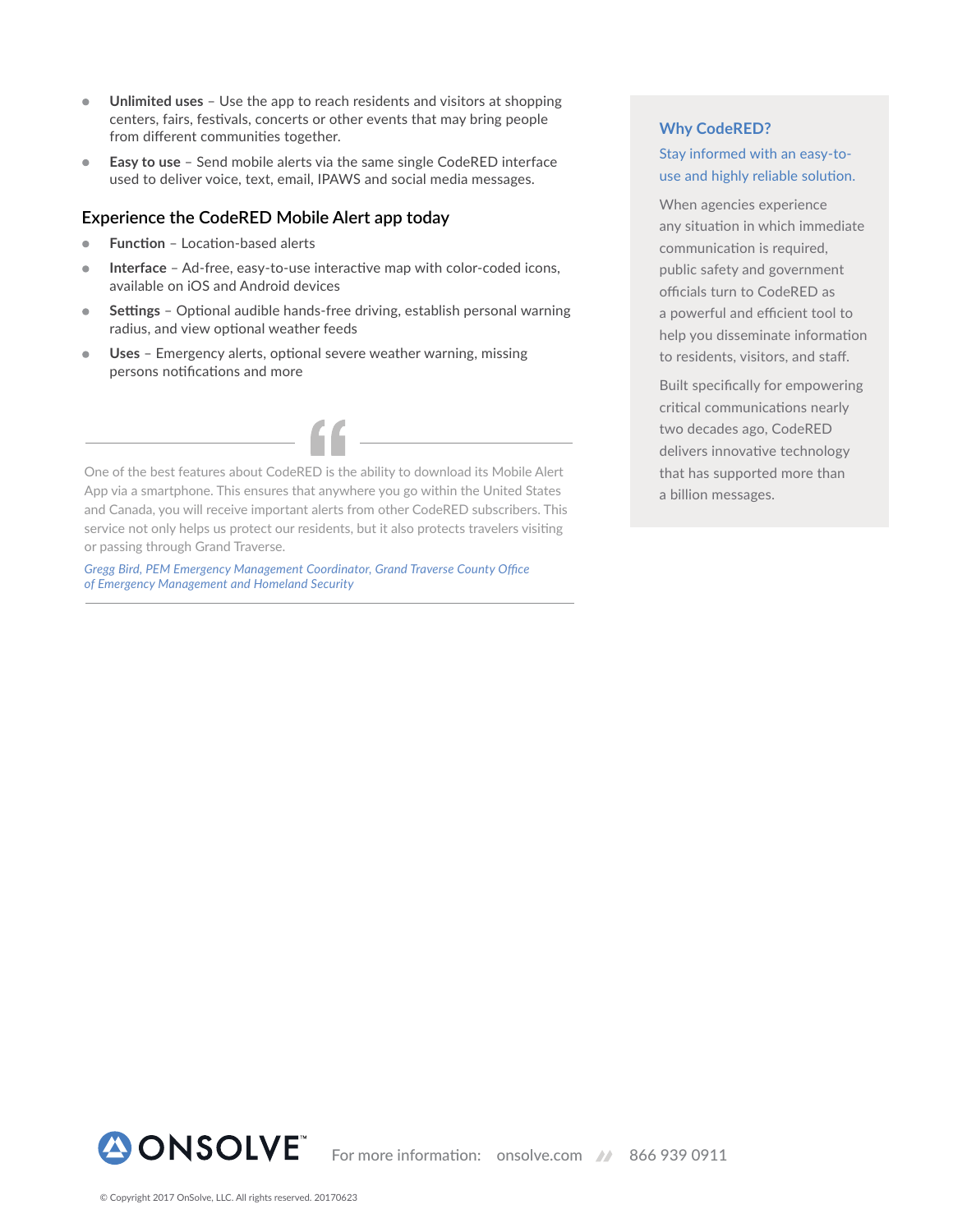- **Unlimited uses** – Use the app to reach residents and visitors at shopping centers, fairs, festivals, concerts or other events that may bring people from different communities together.
- **Easy to use** – Send mobile alerts via the same single CodeRED interface used to deliver voice, text, email, IPAWS and social media messages.

## Experience the CodeRED Mobile Alert app today

- **Function** – Location-based alerts
- **Interface** – Ad-free, easy-to-use interactive map with color-coded icons, available on iOS and Android devices
- **Settings** – Optional audible hands-free driving, establish personal warning radius, and view optional weather feeds
- **Uses** – Emergency alerts, optional severe weather warning, missing persons notifications and more

> One of the best features about CodeRED is the ability to download its Mobile Alert App via a smartphone. This ensures that anywhere you go within the United States and Canada, you will receive important alerts from other CodeRED subscribers. This service not only helps us protect our residents, but it also protects travelers visiting or passing through Grand Traverse.
>
> *Gregg Bird, PEM Emergency Management Coordinator, Grand Traverse County Office of Emergency Management and Homeland Security*

### Why CodeRED?

Stay informed with an easy-to-use and highly reliable solution.

When agencies experience any situation in which immediate communication is required, public safety and government officials turn to CodeRED as a powerful and efficient tool to help you disseminate information to residents, visitors, and staff.

Built specifically for empowering critical communications nearly two decades ago, CodeRED delivers innovative technology that has supported more than a billion messages.

ONSOLVE™ For more information: onsolve.com 866 939 0911

© Copyright 2017 OnSolve, LLC. All rights reserved. 20170623